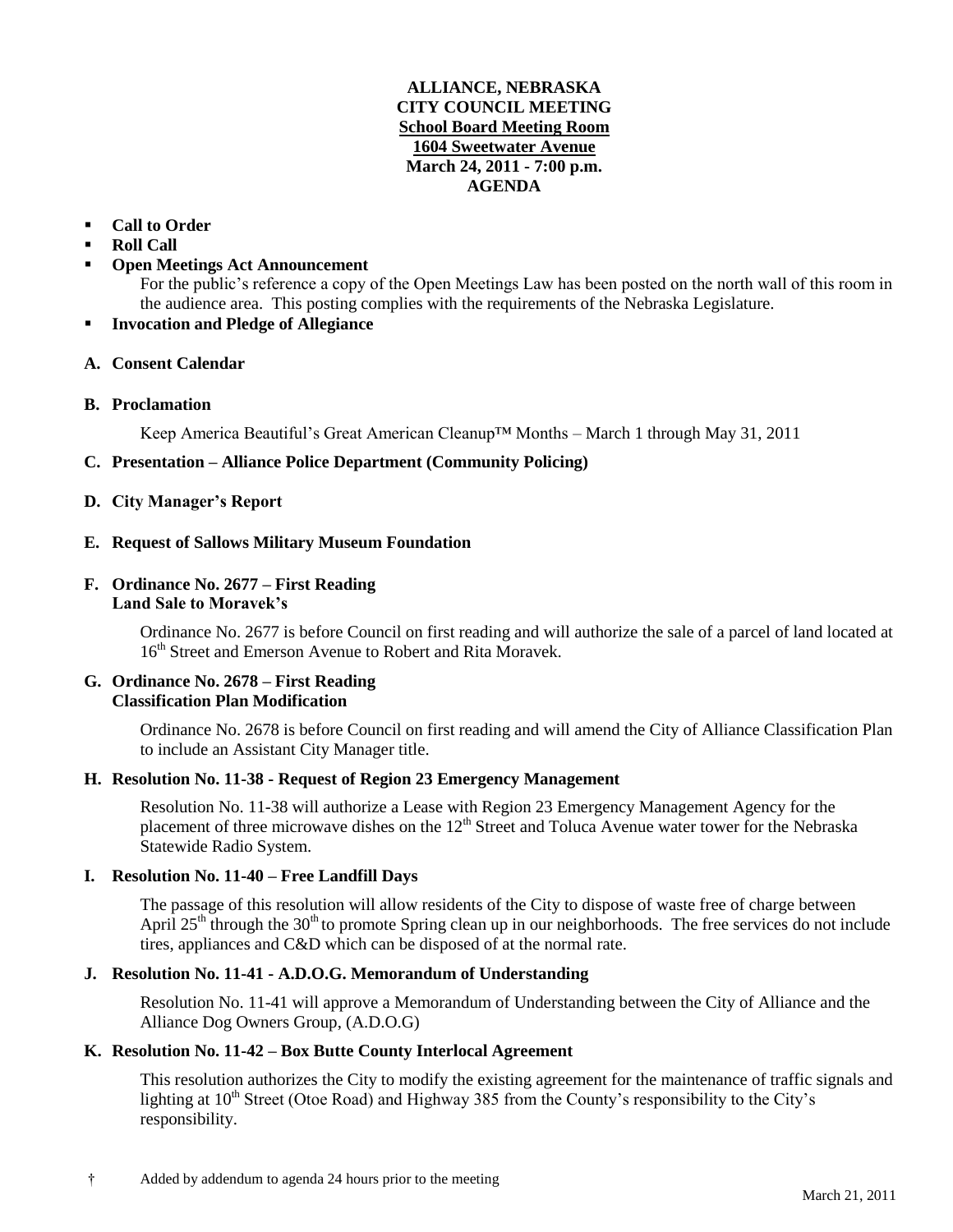**ALLIANCE, NEBRASKA**
**CITY COUNCIL MEETING**
**School Board Meeting Room**
**1604 Sweetwater Avenue**
**March 24, 2011 - 7:00 p.m.**
**AGENDA**

- **Call to Order**
- **Roll Call**
- **Open Meetings Act Announcement**

  For the public's reference a copy of the Open Meetings Law has been posted on the north wall of this room in the audience area. This posting complies with the requirements of the Nebraska Legislature.
- **Invocation and Pledge of Allegiance**

**A. Consent Calendar**

**B. Proclamation**

Keep America Beautiful's Great American Cleanup™ Months – March 1 through May 31, 2011

**C. Presentation – Alliance Police Department (Community Policing)**

**D. City Manager's Report**

**E. Request of Sallows Military Museum Foundation**

**F. Ordinance No. 2677 – First Reading**
**Land Sale to Moravek's**

Ordinance No. 2677 is before Council on first reading and will authorize the sale of a parcel of land located at 16th Street and Emerson Avenue to Robert and Rita Moravek.

**G. Ordinance No. 2678 – First Reading**
**Classification Plan Modification**

Ordinance No. 2678 is before Council on first reading and will amend the City of Alliance Classification Plan to include an Assistant City Manager title.

**H. Resolution No. 11-38 - Request of Region 23 Emergency Management**

Resolution No. 11-38 will authorize a Lease with Region 23 Emergency Management Agency for the placement of three microwave dishes on the 12th Street and Toluca Avenue water tower for the Nebraska Statewide Radio System.

**I. Resolution No. 11-40 – Free Landfill Days**

The passage of this resolution will allow residents of the City to dispose of waste free of charge between April 25th through the 30th to promote Spring clean up in our neighborhoods. The free services do not include tires, appliances and C&D which can be disposed of at the normal rate.

**J. Resolution No. 11-41 - A.D.O.G. Memorandum of Understanding**

Resolution No. 11-41 will approve a Memorandum of Understanding between the City of Alliance and the Alliance Dog Owners Group, (A.D.O.G)

**K. Resolution No. 11-42 – Box Butte County Interlocal Agreement**

This resolution authorizes the City to modify the existing agreement for the maintenance of traffic signals and lighting at 10th Street (Otoe Road) and Highway 385 from the County's responsibility to the City's responsibility.

† Added by addendum to agenda 24 hours prior to the meeting

March 21, 2011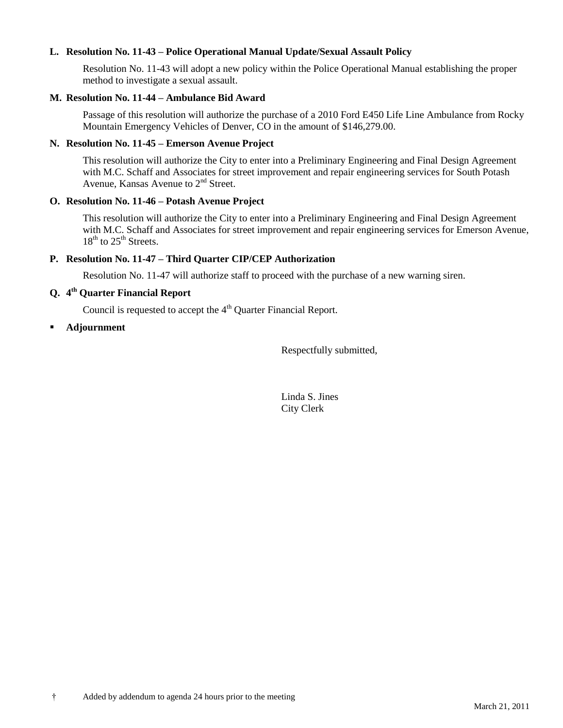**L. Resolution No. 11-43 – Police Operational Manual Update/Sexual Assault Policy**

Resolution No. 11-43 will adopt a new policy within the Police Operational Manual establishing the proper method to investigate a sexual assault.

**M. Resolution No. 11-44 – Ambulance Bid Award**

Passage of this resolution will authorize the purchase of a 2010 Ford E450 Life Line Ambulance from Rocky Mountain Emergency Vehicles of Denver, CO in the amount of $146,279.00.

**N. Resolution No. 11-45 – Emerson Avenue Project**

This resolution will authorize the City to enter into a Preliminary Engineering and Final Design Agreement with M.C. Schaff and Associates for street improvement and repair engineering services for South Potash Avenue, Kansas Avenue to 2nd Street.

**O. Resolution No. 11-46 – Potash Avenue Project**

This resolution will authorize the City to enter into a Preliminary Engineering and Final Design Agreement with M.C. Schaff and Associates for street improvement and repair engineering services for Emerson Avenue, 18th to 25th Streets.

**P. Resolution No. 11-47 – Third Quarter CIP/CEP Authorization**

Resolution No. 11-47 will authorize staff to proceed with the purchase of a new warning siren.

**Q. 4th Quarter Financial Report**

Council is requested to accept the 4th Quarter Financial Report.

- **Adjournment**

Respectfully submitted,

Linda S. Jines
City Clerk

† Added by addendum to agenda 24 hours prior to the meeting

March 21, 2011